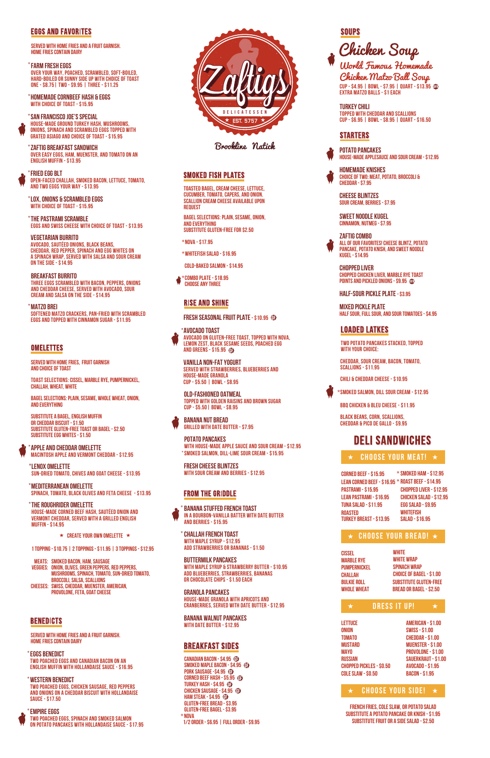# Zaftigs

DELICATESSEN

EST. 5757

Brookline Natick

## EGGS AND FAVORITES

SERVED WITH HOME FRIES AND A FRUIT GARNISH. HOME FRIES CONTAIN DAIRY

**\*FARM FRESH EGGS**
OVER YOUR WAY, POACHED, SCRAMBLED, SOFT-BOILED, HARD-BOILED OR SUNNY SIDE UP WITH CHOICE OF TOAST
ONE - $8.75 | TWO - $9.95 | THREE - $11.25

**\*HOMEMADE CORNBEEF HASH & EGGS**
WITH CHOICE OF TOAST - $15.95

**\*SAN FRANCISCO JOE'S SPECIAL**
HOUSE-MADE GROUND TURKEY HASH, MUSHROOMS, ONIONS, SPINACH AND SCRAMBLED EGGS TOPPED WITH GRATED ASIAGO AND CHOICE OF TOAST - $15.95

**\*ZAFTIG BREAKFAST SANDWICH**
OVER EASY EGGS, HAM, MUENSTER, AND TOMATO ON AN ENGLISH MUFFIN - $13.95

**\*FRIED EGG BLT**
OPEN-FACED CHALLAH, SMOKED BACON, LETTUCE, TOMATO, AND TWO EGGS YOUR WAY - $13.95

**\*LOX, ONIONS & SCRAMBLED EGGS**
WITH CHOICE OF TOAST - $15.95

**\*THE PASTRAMI SCRAMBLE**
EGGS AND SWISS CHEESE WITH CHOICE OF TOAST - $13.95

**VEGETARIAN BURRITO**
AVOCADO, SAUTÉED ONIONS, BLACK BEANS, CHEDDAR, RED PEPPER, SPINACH AND EGG WHITES ON A SPINACH WRAP, SERVED WITH SALSA AND SOUR CREAM ON THE SIDE - $14.95

**BREAKFAST BURRITO**
THREE EGGS SCRAMBLED WITH BACON, PEPPERS, ONIONS AND CHEDDAR CHEESE. SERVED WITH AVOCADO, SOUR CREAM AND SALSA ON THE SIDE - $14.95

**\*MATZO BREI**
SOFTENED MATZO CRACKERS, PAN-FRIED WITH SCRAMBLED EGGS AND TOPPED WITH CINNAMON SUGAR - $11.95

## OMELETTES

SERVED WITH HOME FRIES, FRUIT GARNISH AND CHOICE OF TOAST

TOAST SELECTIONS: CISSEL, MARBLE RYE, PUMPERNICKEL, CHALLAH, WHEAT, WHITE

BAGEL SELECTIONS: PLAIN, SESAME, WHOLE WHEAT, ONION, AND EVERYTHING

SUBSTITUTE A BAGEL, ENGLISH MUFFIN OR CHEDDAR BISCUIT - $1.50
SUBSTITUTE GLUTEN-FREE TOAST OR BAGEL - $2.50
SUBSTITUTE EGG WHITES - $1.50

**\*APPLE AND CHEDDAR OMELETTE**
MACINTOSH APPLE AND VERMONT CHEDDAR - $12.95

**\*LENOX OMELETTE**
SUN-DRIED TOMATO, CHIVES AND GOAT CHEESE - $13.95

**\*MEDITERRANEAN OMELETTE**
SPINACH, TOMATO, BLACK OLIVES AND FETA CHEESE - $13.95

**\*THE ROUGHRIDER OMELETTE**
HOUSE-MADE CORNED BEEF HASH, SAUTÉED ONION AND VERMONT CHEDDAR, SERVED WITH A GRILLED ENGLISH MUFFIN - $14.95

★ CREATE YOUR OWN OMELETTE ★

1 TOPPING - $10.75 | 2 TOPPINGS - $11.95 | 3 TOPPINGS - $12.95

MEATS: SMOKED BACON, HAM, SAUSAGE
VEGGIES: ONION, OLIVES, GREEN PEPPERS, RED PEPPERS, MUSHROOMS, SPINACH, TOMATO, SUN-DRIED TOMATO, BROCCOLI, SALSA, SCALLIONS
CHEESES: SWISS, CHEDDAR, MUENSTER, AMERICAN, PROVOLONE, FETA, GOAT CHEESE

## BENEDICTS

SERVED WITH HOME FRIES AND A FRUIT GARNISH. HOME FRIES CONTAIN DAIRY

**\*EGGS BENEDICT**
TWO POACHED EGGS AND CANADIAN BACON ON AN ENGLISH MUFFIN WITH HOLLANDAISE SAUCE - $16.95

**\*WESTERN BENEDICT**
TWO POACHED EGGS, CHICKEN SAUSAGE, RED PEPPERS AND ONIONS ON A CHEDDAR BISCUIT WITH HOLLANDAISE SAUCE - $17.50

**\*EMPIRE EGGS**
TWO POACHED EGGS, SPINACH AND SMOKED SALMON ON POTATO PANCAKES WITH HOLLANDAISE SAUCE - $17.95

## SMOKED FISH PLATES

TOASTED BAGEL, CREAM CHEESE, LETTUCE, CUCUMBER, TOMATO, CAPERS, AND ONION. SCALLION CREAM CHEESE AVAILABLE UPON REQUEST

BAGEL SELECTIONS: PLAIN, SESAME, ONION, AND EVERYTHING
SUBSTITUTE GLUTEN-FREE FOR $2.50

\*NOVA - $17.95

\*WHITEFISH SALAD - $16.95

COLD-BAKED SALMON - $14.95

\*COMBO PLATE - $18.95
CHOOSE ANY THREE

## RISE AND SHINE

**FRESH SEASONAL FRUIT PLATE** - $10.95 GF

**\*AVOCADO TOAST**
AVOCADO ON GLUTEN-FREE TOAST, TOPPED WITH NOVA, LEMON ZEST, BLACK SESAME SEEDS, POACHED EGG AND GREENS - $15.95 GF

**VANILLA NON-FAT YOGURT**
SERVED WITH STRAWBERRIES, BLUEBERRIES AND HOUSE-MADE GRANOLA
CUP - $5.50 | BOWL - $8.95

**OLD-FASHIONED OATMEAL**
TOPPED WITH GOLDEN RAISINS AND BROWN SUGAR
CUP - $5.50 | BOWL - $8.95

**BANANA NUT BREAD**
GRILLED WITH DATE BUTTER - $7.95

**POTATO PANCAKES**
WITH HOUSE-MADE APPLE SAUCE AND SOUR CREAM - $12.95
\*SMOKED SALMON, DILL-LIME SOUR CREAM - $15.95

**FRESH CHEESE BLINTZES**
WITH SOUR CREAM AND BERRIES - $12.95

## FROM THE GRIDDLE

**\*BANANA STUFFED FRENCH TOAST**
IN A BOURBON-VANILLA BATTER WITH DATE BUTTER AND BERRIES - $15.95

**\*CHALLAH FRENCH TOAST**
WITH MAPLE SYRUP - $12.95
ADD STRAWBERRIES OR BANANAS - $1.50

**BUTTERMILK PANCAKES**
WITH MAPLE SYRUP & STRAWBERRY BUTTER - $10.95
ADD BLUEBERRIES, STRAWBERRIES, BANANAS OR CHOCOLATE CHIPS - $1.50 EACH

**GRANOLA PANCAKES**
HOUSE-MADE GRANOLA WITH APRICOTS AND CRANBERRIES, SERVED WITH DATE BUTTER - $12.95

**BANANA WALNUT PANCAKES**
WITH DATE BUTTER - $12.95

## BREAKFAST SIDES

CANADIAN BACON - $4.95 GF
SMOKED MAPLE BACON - $4.95 GF
PORK SAUSAGE - $4.95 GF
CORNED BEEF HASH - $5.95 GF
TURKEY HASH - $4.95 GF
CHICKEN SAUSAGE - $4.95 GF
HAM STEAK - $4.95 GF
GLUTEN-FREE BREAD - $3.95
GLUTEN-FREE BAGEL - $3.95
\*NOVA
1/2 ORDER - $6.95 | FULL ORDER - $9.95

## SOUPS

**Chicken Soup**
*World Famous Homemade Chicken Matzo Ball Soup*
CUP - $4.95 | BOWL - $7.95 | QUART - $13.95 GF
EXTRA MATZO BALLS - $1 EACH

**TURKEY CHILI**
TOPPED WITH CHEDDAR AND SCALLIONS
CUP - $6.95 | BOWL - $8.95 | QUART - $16.50

## STARTERS

**POTATO PANCAKES**
HOUSE-MADE APPLESAUCE AND SOUR CREAM - $12.95

**HOMEMADE KNISHES**
CHOICE OF TWO: MEAT, POTATO, BROCCOLI & CHEDDAR - $7.95

**CHEESE BLINTZES**
SOUR CREAM, BERRIES - $7.95

**SWEET NOODLE KUGEL**
CINNAMON, NUTMEG - $7.95

**ZAFTIG COMBO**
ALL OF OUR FAVORITES! CHEESE BLINTZ, POTATO PANCAKE, POTATO KNISH, AND SWEET NOODLE KUGEL - $14.95

**CHOPPED LIVER**
CHOPPED CHICKEN LIVER, MARBLE RYE TOAST POINTS AND PICKLED ONIONS - $9.95 GF

**HALF-SOUR PICKLE PLATE** - $3.95

**MIXED PICKLE PLATE**
HALF SOUR, FULL SOUR, AND SOUR TOMATOES - $4.95

## LOADED LATKES

TWO POTATO PANCAKES STACKED, TOPPED WITH YOUR CHOICE:

CHEDDAR, SOUR CREAM, BACON, TOMATO, SCALLIONS - $11.95

CHILI & CHEDDAR CHEESE - $10.95

\*SMOKED SALMON, DILL SOUR CREAM - $12.95

BBQ CHICKEN & BLEU CHEESE - $11.95

BLACK BEANS, CORN, SCALLIONS, CHEDDAR & PICO DE GALLO - $9.95

## DELI SANDWICHES

### ★ CHOOSE YOUR MEAT! ★

CORNED BEEF - $15.95
LEAN CORNED BEEF - $16.95
PASTRAMI - $15.95
LEAN PASTRAMI - $16.95
TUNA SALAD - $11.95
ROASTED TURKEY BREAST - $13.95
\*SMOKED HAM - $12.95
\*ROAST BEEF - $14.95
CHOPPED LIVER - $12.95
CHICKEN SALAD - $12.95
EGG SALAD - $9.95
WHITEFISH SALAD - $16.95

### ★ CHOOSE YOUR BREAD! ★

CISSEL
MARBLE RYE
PUMPERNICKEL
CHALLAH
BULKIE ROLL
WHOLE WHEAT
WHITE
WHITE WRAP
SPINACH WRAP
CHOICE OF BAGEL - $1.00
SUBSTITUTE GLUTEN-FREE BREAD OR BAGEL - $2.50

### ★ DRESS IT UP! ★

LETTUCE
ONION
TOMATO
MUSTARD
MAYO
RUSSIAN
CHOPPED PICKLES - $0.50
COLE SLAW - $0.50
AMERICAN - $1.00
SWISS - $1.00
CHEDDAR - $1.00
MUENSTER - $1.00
PROVOLONE - $1.00
SAUERKRAUT - $1.00
AVOCADO - $1.95
BACON - $1.95

### ★ CHOOSE YOUR SIDE! ★

FRENCH FRIES, COLE SLAW, OR POTATO SALAD
SUBSTITUTE A POTATO PANCAKE OR KNISH - $1.95
SUBSTITUTE FRUIT OR A SIDE SALAD - $2.50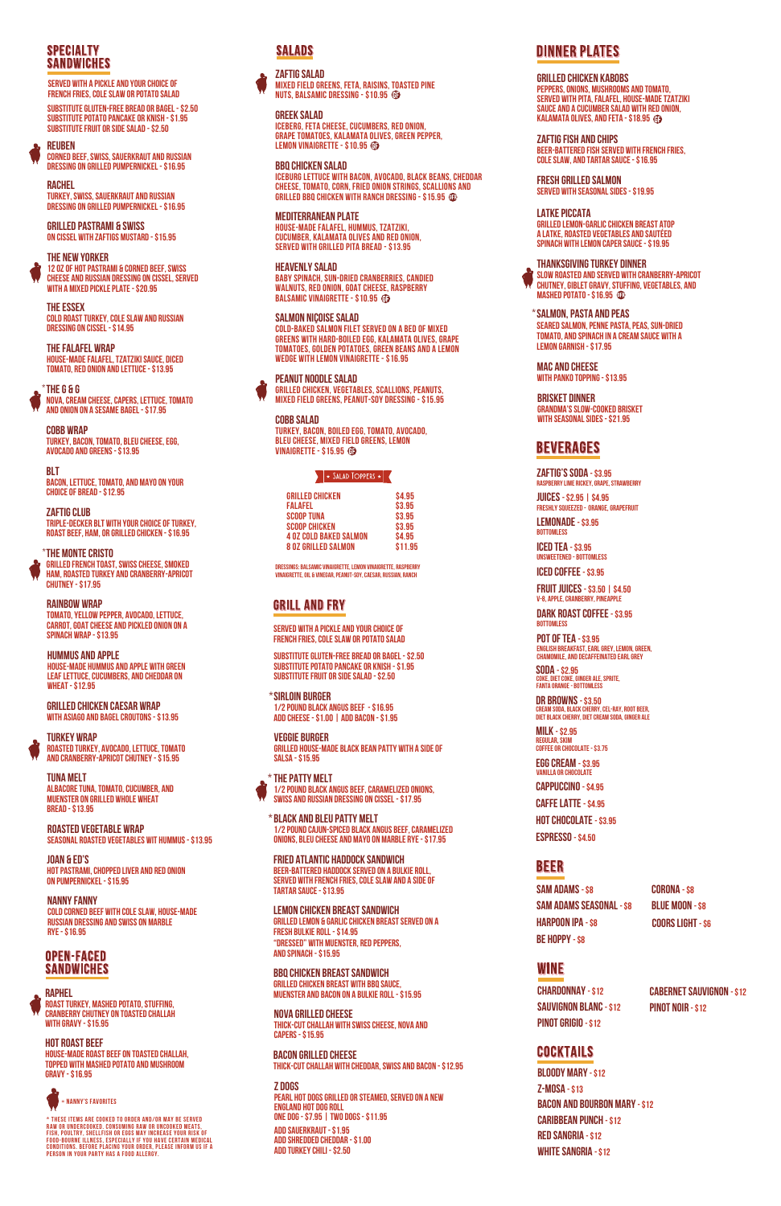## SPECIALTY SANDWICHES

SERVED WITH A PICKLE AND YOUR CHOICE OF FRENCH FRIES, COLE SLAW OR POTATO SALAD

SUBSTITUTE GLUTEN-FREE BREAD OR BAGEL - $2.50
SUBSTITUTE POTATO PANCAKE OR KNISH - $1.95
SUBSTITUTE FRUIT OR SIDE SALAD - $2.50

### REUBEN
CORNED BEEF, SWISS, SAUERKRAUT AND RUSSIAN DRESSING ON GRILLED PUMPERNICKEL - $16.95

### RACHEL
TURKEY, SWISS, SAUERKRAUT AND RUSSIAN DRESSING ON GRILLED PUMPERNICKEL - $16.95

### GRILLED PASTRAMI & SWISS
ON CISSEL WITH ZAFTIGS MUSTARD - $15.95

### THE NEW YORKER
12 OZ OF HOT PASTRAMI & CORNED BEEF, SWISS CHEESE AND RUSSIAN DRESSING ON CISSEL, SERVED WITH A MIXED PICKLE PLATE - $20.95

### THE ESSEX
COLD ROAST TURKEY, COLE SLAW AND RUSSIAN DRESSING ON CISSEL - $14.95

### THE FALAFEL WRAP
HOUSE-MADE FALAFEL, TZATZIKI SAUCE, DICED TOMATO, RED ONION AND LETTUCE - $13.95

### *THE G & G
NOVA, CREAM CHEESE, CAPERS, LETTUCE, TOMATO AND ONION ON A SESAME BAGEL - $17.95

### COBB WRAP
TURKEY, BACON, TOMATO, BLEU CHEESE, EGG, AVOCADO AND GREENS - $13.95

### BLT
BACON, LETTUCE, TOMATO, AND MAYO ON YOUR CHOICE OF BREAD - $12.95

### ZAFTIG CLUB
TRIPLE-DECKER BLT WITH YOUR CHOICE OF TURKEY, ROAST BEEF, HAM, OR GRILLED CHICKEN - $16.95

### *THE MONTE CRISTO
GRILLED FRENCH TOAST, SWISS CHEESE, SMOKED HAM, ROASTED TURKEY AND CRANBERRY-APRICOT CHUTNEY - $17.95

### RAINBOW WRAP
TOMATO, YELLOW PEPPER, AVOCADO, LETTUCE, CARROT, GOAT CHEESE AND PICKLED ONION ON A SPINACH WRAP - $13.95

### HUMMUS AND APPLE
HOUSE-MADE HUMMUS AND APPLE WITH GREEN LEAF LETTUCE, CUCUMBERS, AND CHEDDAR ON WHEAT - $12.95

### GRILLED CHICKEN CAESAR WRAP
WITH ASIAGO AND BAGEL CROUTONS - $13.95

### TURKEY WRAP
ROASTED TURKEY, AVOCADO, LETTUCE, TOMATO AND CRANBERRY-APRICOT CHUTNEY - $15.95

### TUNA MELT
ALBACORE TUNA, TOMATO, CUCUMBER, AND MUENSTER ON GRILLED WHOLE WHEAT BREAD - $13.95

### ROASTED VEGETABLE WRAP
SEASONAL ROASTED VEGETABLES WIT HUMMUS - $13.95

### JOAN & ED'S
HOT PASTRAMI, CHOPPED LIVER AND RED ONION ON PUMPERNICKEL - $15.95

### NANNY FANNY
COLD CORNED BEEF WITH COLE SLAW, HOUSE-MADE RUSSIAN DRESSING AND SWISS ON MARBLE RYE - $16.95

## OPEN-FACED SANDWICHES

### RAPHEL
ROAST TURKEY, MASHED POTATO, STUFFING, CRANBERRY CHUTNEY ON TOASTED CHALLAH WITH GRAVY - $15.95

### HOT ROAST BEEF
HOUSE-MADE ROAST BEEF ON TOASTED CHALLAH, TOPPED WITH MASHED POTATO AND MUSHROOM GRAVY - $16.95

= NANNY'S FAVORITES

* THESE ITEMS ARE COOKED TO ORDER AND/OR MAY BE SERVED RAW OR UNDERCOOKED. CONSUMING RAW OR UNCOOKED MEATS, FISH, POULTRY, SHELLFISH OR EGGS MAY INCREASE YOUR RISK OF FOOD-BOURNE ILLNESS, ESPECIALLY IF YOU HAVE CERTAIN MEDICAL CONDITIONS. BEFORE PLACING YOUR ORDER, PLEASE INFORM US IF A PERSON IN YOUR PARTY HAS A FOOD ALLERGY.

## SALADS

### ZAFTIG SALAD
MIXED FIELD GREENS, FETA, RAISINS, TOASTED PINE NUTS, BALSAMIC DRESSING - $10.95 GF

### GREEK SALAD
ICEBERG, FETA CHEESE, CUCUMBERS, RED ONION, GRAPE TOMATOES, KALAMATA OLIVES, GREEN PEPPER, LEMON VINAIGRETTE - $10.95 GF

### BBQ CHICKEN SALAD
ICEBURG LETTUCE WITH BACON, AVOCADO, BLACK BEANS, CHEDDAR CHEESE, TOMATO, CORN, FRIED ONION STRINGS, SCALLIONS AND GRILLED BBQ CHICKEN WITH RANCH DRESSING - $15.95 GF

### MEDITERRANEAN PLATE
HOUSE-MADE FALAFEL, HUMMUS, TZATZIKI, CUCUMBER, KALAMATA OLIVES AND RED ONION, SERVED WITH GRILLED PITA BREAD - $13.95

### HEAVENLY SALAD
BABY SPINACH, SUN-DRIED CRANBERRIES, CANDIED WALNUTS, RED ONION, GOAT CHEESE, RASPBERRY BALSAMIC VINAIGRETTE - $10.95 GF

### SALMON NIÇOISE SALAD
COLD-BAKED SALMON FILET SERVED ON A BED OF MIXED GREENS WITH HARD-BOILED EGG, KALAMATA OLIVES, GRAPE TOMATOES, GOLDEN POTATOES, GREEN BEANS AND A LEMON WEDGE WITH LEMON VINAIGRETTE - $16.95

### PEANUT NOODLE SALAD
GRILLED CHICKEN, VEGETABLES, SCALLIONS, PEANUTS, MIXED FIELD GREENS, PEANUT-SOY DRESSING - $15.95

### COBB SALAD
TURKEY, BACON, BOILED EGG, TOMATO, AVOCADO, BLEU CHEESE, MIXED FIELD GREENS, LEMON VINAIGRETTE - $15.95 GF

### SALAD TOPPERS

| | |
|---|---|
| GRILLED CHICKEN | $4.95 |
| FALAFEL | $3.95 |
| SCOOP TUNA | $3.95 |
| SCOOP CHICKEN | $3.95 |
| 4 OZ COLD BAKED SALMON | $4.95 |
| 8 OZ GRILLED SALMON | $11.95 |

DRESSINGS: BALSAMIC VINAIGRETTE, LEMON VINAIGRETTE, RASPBERRY VINAIGRETTE, OIL & VINEGAR, PEANUT-SOY, CAESAR, RUSSIAN, RANCH

## GRILL AND FRY

SERVED WITH A PICKLE AND YOUR CHOICE OF FRENCH FRIES, COLE SLAW OR POTATO SALAD

SUBSTITUTE GLUTEN-FREE BREAD OR BAGEL - $2.50
SUBSTITUTE POTATO PANCAKE OR KNISH - $1.95
SUBSTITUTE FRUIT OR SIDE SALAD - $2.50

### *SIRLOIN BURGER
1/2 POUND BLACK ANGUS BEEF - $16.95
ADD CHEESE - $1.00 | ADD BACON - $1.95

### VEGGIE BURGER
GRILLED HOUSE-MADE BLACK BEAN PATTY WITH A SIDE OF SALSA - $15.95

### *THE PATTY MELT
1/2 POUND BLACK ANGUS BEEF, CARAMELIZED ONIONS, SWISS AND RUSSIAN DRESSING ON CISSEL - $17.95

### *BLACK AND BLEU PATTY MELT
1/2 POUND CAJUN-SPICED BLACK ANGUS BEEF, CARAMELIZED ONIONS, BLEU CHEESE AND MAYO ON MARBLE RYE - $17.95

### FRIED ATLANTIC HADDOCK SANDWICH
BEER-BATTERED HADDOCK SERVED ON A BULKIE ROLL, SERVED WITH FRENCH FRIES, COLE SLAW AND A SIDE OF TARTAR SAUCE - $13.95

### LEMON CHICKEN BREAST SANDWICH
GRILLED LEMON & GARLIC CHICKEN BREAST SERVED ON A FRESH BULKIE ROLL - $14.95
"DRESSED" WITH MUENSTER, RED PEPPERS, AND SPINACH - $15.95

### BBQ CHICKEN BREAST SANDWICH
GRILLED CHICKEN BREAST WITH BBQ SAUCE, MUENSTER AND BACON ON A BULKIE ROLL - $15.95

### NOVA GRILLED CHEESE
THICK-CUT CHALLAH WITH SWISS CHEESE, NOVA AND CAPERS - $15.95

### BACON GRILLED CHEESE
THICK-CUT CHALLAH WITH CHEDDAR, SWISS AND BACON - $12.95

### Z DOGS
PEARL HOT DOGS GRILLED OR STEAMED, SERVED ON A NEW ENGLAND HOT DOG ROLL
ONE DOG - $7.95 | TWO DOGS - $11.95

ADD SAUERKRAUT - $1.95
ADD SHREDDED CHEDDAR - $1.00
ADD TURKEY CHILI - $2.50

## DINNER PLATES

### GRILLED CHICKEN KABOBS
PEPPERS, ONIONS, MUSHROOMS AND TOMATO, SERVED WITH PITA, FALAFEL, HOUSE-MADE TZATZIKI SAUCE AND A CUCUMBER SALAD WITH RED ONION, KALAMATA OLIVES, AND FETA - $18.95 GF

### ZAFTIG FISH AND CHIPS
BEER-BATTERED FISH SERVED WITH FRENCH FRIES, COLE SLAW, AND TARTAR SAUCE - $16.95

### FRESH GRILLED SALMON
SERVED WITH SEASONAL SIDES - $19.95

### LATKE PICCATA
GRILLED LEMON-GARLIC CHICKEN BREAST ATOP A LATKE, ROASTED VEGETABLES AND SAUTÉED SPINACH WITH LEMON CAPER SAUCE - $19.95

### THANKSGIVING TURKEY DINNER
SLOW ROASTED AND SERVED WITH CRANBERRY-APRICOT CHUTNEY, GIBLET GRAVY, STUFFING, VEGETABLES, AND MASHED POTATO - $16.95 GF

### *SALMON, PASTA AND PEAS
SEARED SALMON, PENNE PASTA, PEAS, SUN-DRIED TOMATO, AND SPINACH IN A CREAM SAUCE WITH A LEMON GARNISH - $17.95

### MAC AND CHEESE
WITH PANKO TOPPING - $13.95

### BRISKET DINNER
GRANDMA'S SLOW-COOKED BRISKET WITH SEASONAL SIDES - $21.95

## BEVERAGES

**ZAFTIG'S SODA** - $3.95
RASPBERRY LIME RICKEY, GRAPE, STRAWBERRY

**JUICES** - $2.95 | $4.95
FRESHLY SQUEEZED - ORANGE, GRAPEFRUIT

**LEMONADE** - $3.95
BOTTOMLESS

**ICED TEA** - $3.95
UNSWEETENED - BOTTOMLESS

**ICED COFFEE** - $3.95

**FRUIT JUICES** - $3.50 | $4.50
V-8, APPLE, CRANBERRY, PINEAPPLE

**DARK ROAST COFFEE** - $3.95
BOTTOMLESS

**POT OF TEA** - $3.95
ENGLISH BREAKFAST, EARL GREY, LEMON, GREEN, CHAMOMILE, AND DECAFFEINATED EARL GREY

**SODA** - $2.95
COKE, DIET COKE, GINGER ALE, SPRITE, FANTA ORANGE - BOTTOMLESS

**DR BROWNS** - $3.50
CREAM SODA, BLACK CHERRY, CEL-RAY, ROOT BEER, DIET BLACK CHERRY, DIET CREAM SODA, GINGER ALE

**MILK** - $2.95
REGULAR, SKIM
COFFEE OR CHOCOLATE - $3.75

**EGG CREAM** - $3.95
VANILLA OR CHOCOLATE

**CAPPUCCINO** - $4.95

**CAFFE LATTE** - $4.95

**HOT CHOCOLATE** - $3.95

**ESPRESSO** - $4.50

## BEER

- SAM ADAMS - $8
- SAM ADAMS SEASONAL - $8
- HARPOON IPA - $8
- BE HOPPY - $8
- CORONA - $8
- BLUE MOON - $8
- COORS LIGHT - $6

## WINE

- CHARDONNAY - $12
- SAUVIGNON BLANC - $12
- PINOT GRIGIO - $12
- CABERNET SAUVIGNON - $12
- PINOT NOIR - $12

## COCKTAILS

- BLOODY MARY - $12
- Z-MOSA - $13
- BACON AND BOURBON MARY - $12
- CARIBBEAN PUNCH - $12
- RED SANGRIA - $12
- WHITE SANGRIA - $12